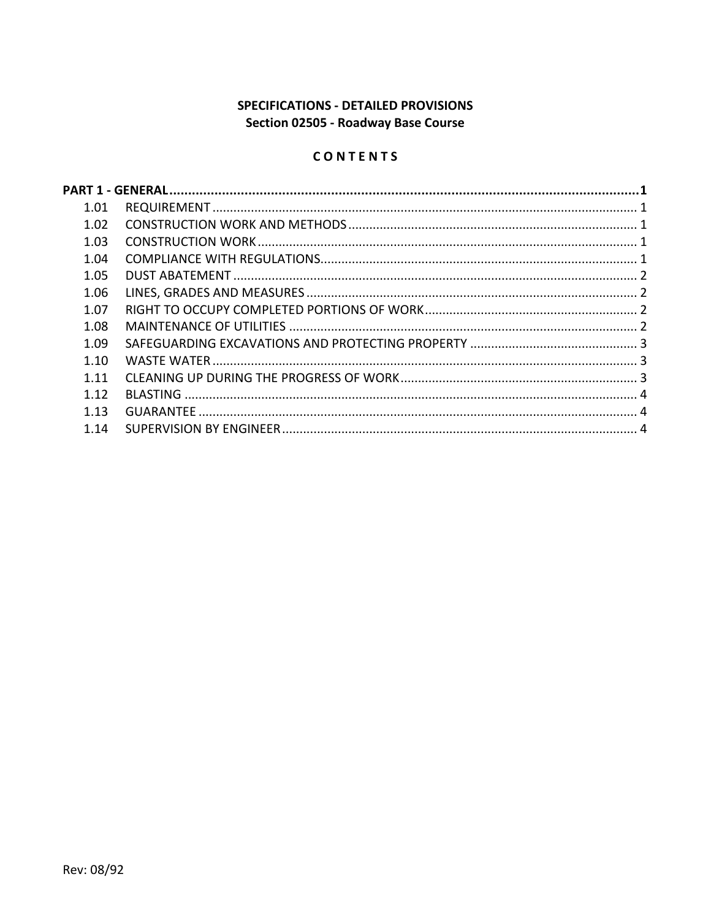**SPECIFICATIONS - DETAILED PROVISIONS**
**Section 02505 - Roadway Base Course**

**C O N T E N T S**

**PART 1 - GENERAL ........................................................................................................ 1**

| | | |
|---|---|---|
| 1.01 | REQUIREMENT | 1 |
| 1.02 | CONSTRUCTION WORK AND METHODS | 1 |
| 1.03 | CONSTRUCTION WORK | 1 |
| 1.04 | COMPLIANCE WITH REGULATIONS | 1 |
| 1.05 | DUST ABATEMENT | 2 |
| 1.06 | LINES, GRADES AND MEASURES | 2 |
| 1.07 | RIGHT TO OCCUPY COMPLETED PORTIONS OF WORK | 2 |
| 1.08 | MAINTENANCE OF UTILITIES | 2 |
| 1.09 | SAFEGUARDING EXCAVATIONS AND PROTECTING PROPERTY | 3 |
| 1.10 | WASTE WATER | 3 |
| 1.11 | CLEANING UP DURING THE PROGRESS OF WORK | 3 |
| 1.12 | BLASTING | 4 |
| 1.13 | GUARANTEE | 4 |
| 1.14 | SUPERVISION BY ENGINEER | 4 |

Rev: 08/92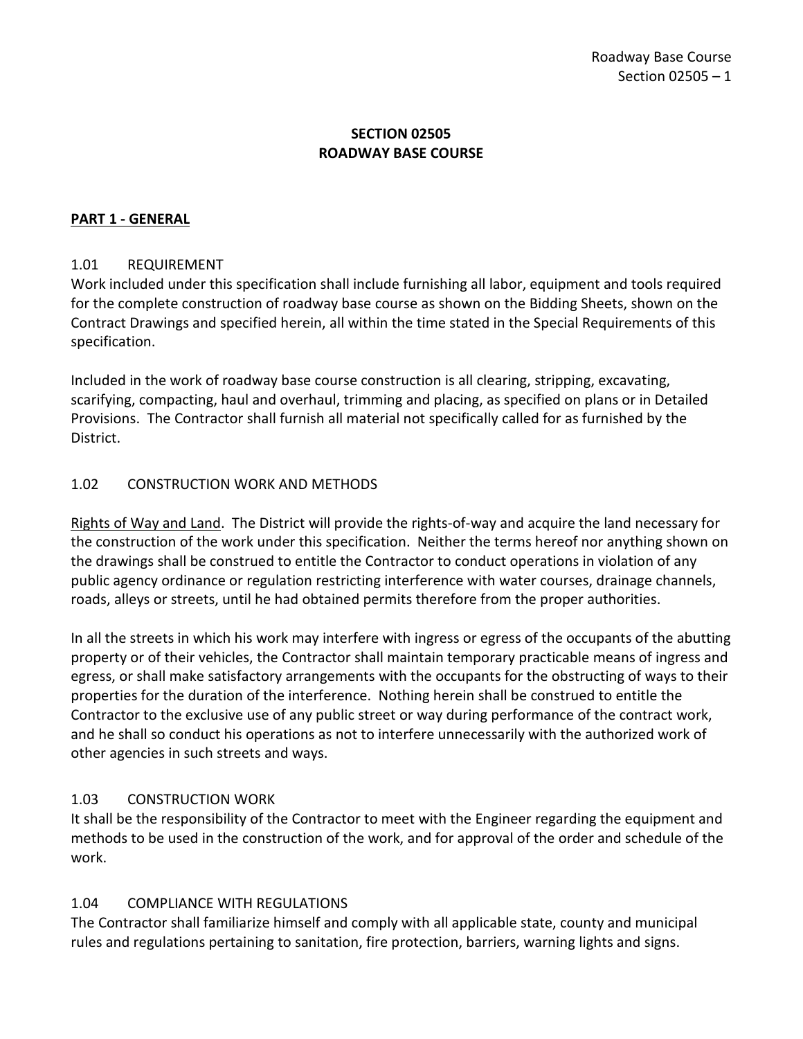# SECTION 02505
# ROADWAY BASE COURSE

## PART 1 - GENERAL

### 1.01 REQUIREMENT

Work included under this specification shall include furnishing all labor, equipment and tools required for the complete construction of roadway base course as shown on the Bidding Sheets, shown on the Contract Drawings and specified herein, all within the time stated in the Special Requirements of this specification.

Included in the work of roadway base course construction is all clearing, stripping, excavating, scarifying, compacting, haul and overhaul, trimming and placing, as specified on plans or in Detailed Provisions. The Contractor shall furnish all material not specifically called for as furnished by the District.

### 1.02 CONSTRUCTION WORK AND METHODS

Rights of Way and Land. The District will provide the rights-of-way and acquire the land necessary for the construction of the work under this specification. Neither the terms hereof nor anything shown on the drawings shall be construed to entitle the Contractor to conduct operations in violation of any public agency ordinance or regulation restricting interference with water courses, drainage channels, roads, alleys or streets, until he had obtained permits therefore from the proper authorities.

In all the streets in which his work may interfere with ingress or egress of the occupants of the abutting property or of their vehicles, the Contractor shall maintain temporary practicable means of ingress and egress, or shall make satisfactory arrangements with the occupants for the obstructing of ways to their properties for the duration of the interference. Nothing herein shall be construed to entitle the Contractor to the exclusive use of any public street or way during performance of the contract work, and he shall so conduct his operations as not to interfere unnecessarily with the authorized work of other agencies in such streets and ways.

### 1.03 CONSTRUCTION WORK

It shall be the responsibility of the Contractor to meet with the Engineer regarding the equipment and methods to be used in the construction of the work, and for approval of the order and schedule of the work.

### 1.04 COMPLIANCE WITH REGULATIONS

The Contractor shall familiarize himself and comply with all applicable state, county and municipal rules and regulations pertaining to sanitation, fire protection, barriers, warning lights and signs.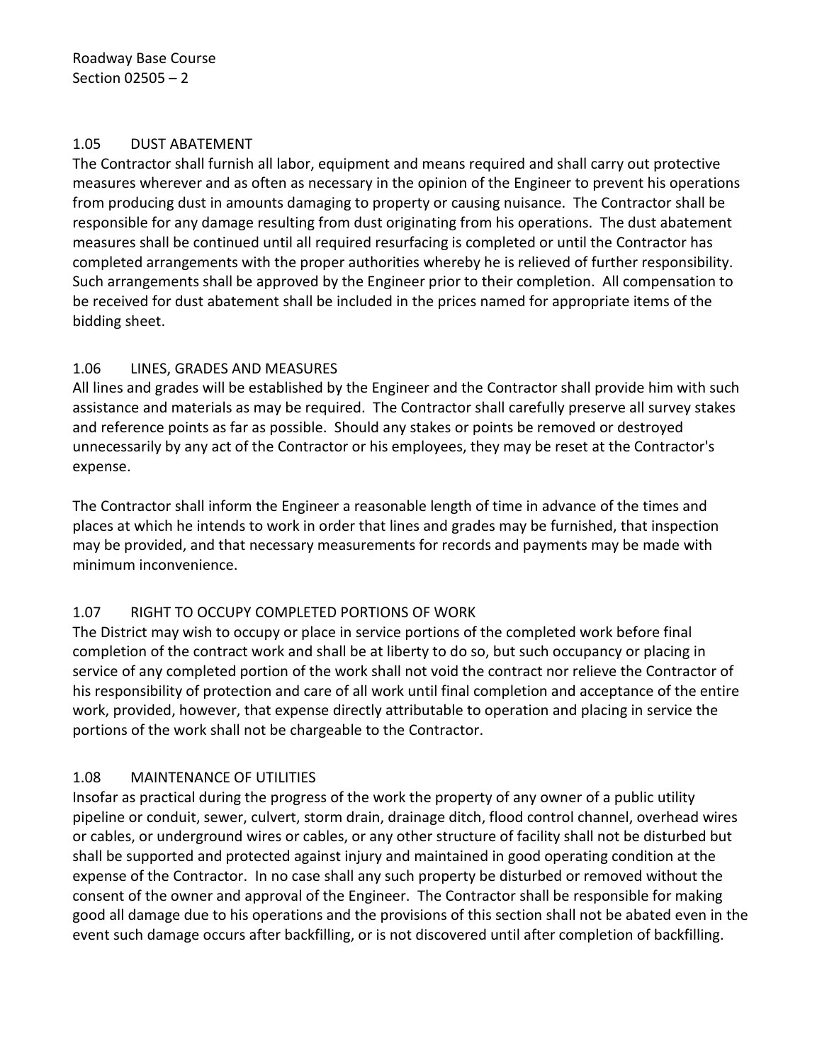### 1.05 DUST ABATEMENT

The Contractor shall furnish all labor, equipment and means required and shall carry out protective measures wherever and as often as necessary in the opinion of the Engineer to prevent his operations from producing dust in amounts damaging to property or causing nuisance. The Contractor shall be responsible for any damage resulting from dust originating from his operations. The dust abatement measures shall be continued until all required resurfacing is completed or until the Contractor has completed arrangements with the proper authorities whereby he is relieved of further responsibility. Such arrangements shall be approved by the Engineer prior to their completion. All compensation to be received for dust abatement shall be included in the prices named for appropriate items of the bidding sheet.

### 1.06 LINES, GRADES AND MEASURES

All lines and grades will be established by the Engineer and the Contractor shall provide him with such assistance and materials as may be required. The Contractor shall carefully preserve all survey stakes and reference points as far as possible. Should any stakes or points be removed or destroyed unnecessarily by any act of the Contractor or his employees, they may be reset at the Contractor's expense.

The Contractor shall inform the Engineer a reasonable length of time in advance of the times and places at which he intends to work in order that lines and grades may be furnished, that inspection may be provided, and that necessary measurements for records and payments may be made with minimum inconvenience.

### 1.07 RIGHT TO OCCUPY COMPLETED PORTIONS OF WORK

The District may wish to occupy or place in service portions of the completed work before final completion of the contract work and shall be at liberty to do so, but such occupancy or placing in service of any completed portion of the work shall not void the contract nor relieve the Contractor of his responsibility of protection and care of all work until final completion and acceptance of the entire work, provided, however, that expense directly attributable to operation and placing in service the portions of the work shall not be chargeable to the Contractor.

### 1.08 MAINTENANCE OF UTILITIES

Insofar as practical during the progress of the work the property of any owner of a public utility pipeline or conduit, sewer, culvert, storm drain, drainage ditch, flood control channel, overhead wires or cables, or underground wires or cables, or any other structure of facility shall not be disturbed but shall be supported and protected against injury and maintained in good operating condition at the expense of the Contractor. In no case shall any such property be disturbed or removed without the consent of the owner and approval of the Engineer. The Contractor shall be responsible for making good all damage due to his operations and the provisions of this section shall not be abated even in the event such damage occurs after backfilling, or is not discovered until after completion of backfilling.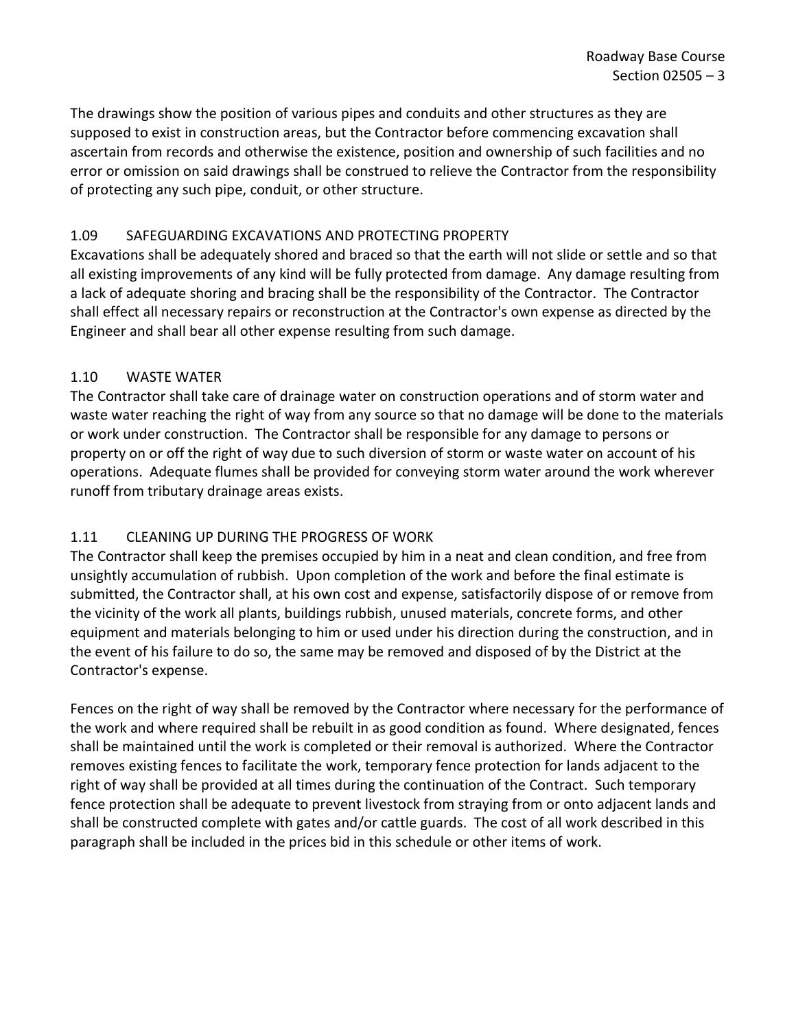The drawings show the position of various pipes and conduits and other structures as they are supposed to exist in construction areas, but the Contractor before commencing excavation shall ascertain from records and otherwise the existence, position and ownership of such facilities and no error or omission on said drawings shall be construed to relieve the Contractor from the responsibility of protecting any such pipe, conduit, or other structure.

## 1.09 SAFEGUARDING EXCAVATIONS AND PROTECTING PROPERTY

Excavations shall be adequately shored and braced so that the earth will not slide or settle and so that all existing improvements of any kind will be fully protected from damage. Any damage resulting from a lack of adequate shoring and bracing shall be the responsibility of the Contractor. The Contractor shall effect all necessary repairs or reconstruction at the Contractor's own expense as directed by the Engineer and shall bear all other expense resulting from such damage.

## 1.10 WASTE WATER

The Contractor shall take care of drainage water on construction operations and of storm water and waste water reaching the right of way from any source so that no damage will be done to the materials or work under construction. The Contractor shall be responsible for any damage to persons or property on or off the right of way due to such diversion of storm or waste water on account of his operations. Adequate flumes shall be provided for conveying storm water around the work wherever runoff from tributary drainage areas exists.

## 1.11 CLEANING UP DURING THE PROGRESS OF WORK

The Contractor shall keep the premises occupied by him in a neat and clean condition, and free from unsightly accumulation of rubbish. Upon completion of the work and before the final estimate is submitted, the Contractor shall, at his own cost and expense, satisfactorily dispose of or remove from the vicinity of the work all plants, buildings rubbish, unused materials, concrete forms, and other equipment and materials belonging to him or used under his direction during the construction, and in the event of his failure to do so, the same may be removed and disposed of by the District at the Contractor's expense.

Fences on the right of way shall be removed by the Contractor where necessary for the performance of the work and where required shall be rebuilt in as good condition as found. Where designated, fences shall be maintained until the work is completed or their removal is authorized. Where the Contractor removes existing fences to facilitate the work, temporary fence protection for lands adjacent to the right of way shall be provided at all times during the continuation of the Contract. Such temporary fence protection shall be adequate to prevent livestock from straying from or onto adjacent lands and shall be constructed complete with gates and/or cattle guards. The cost of all work described in this paragraph shall be included in the prices bid in this schedule or other items of work.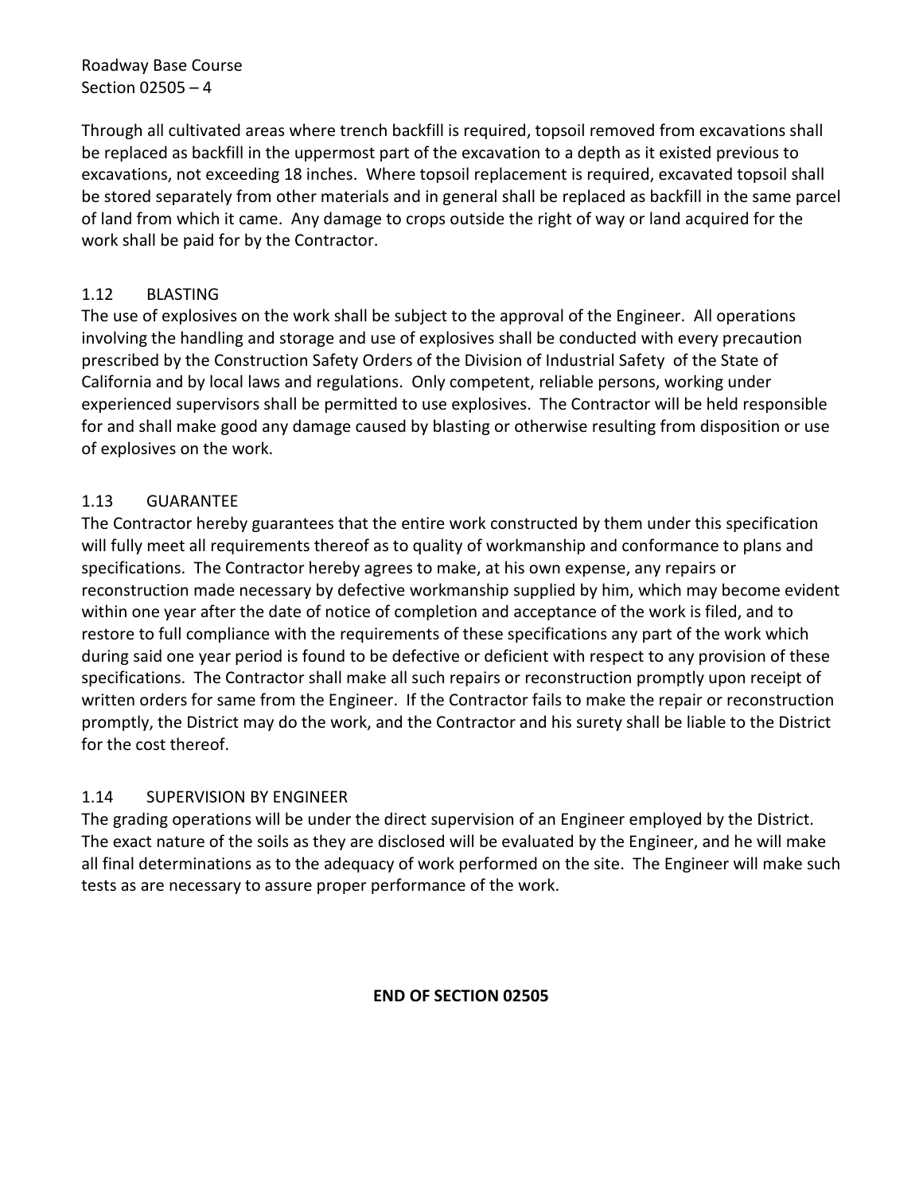Through all cultivated areas where trench backfill is required, topsoil removed from excavations shall be replaced as backfill in the uppermost part of the excavation to a depth as it existed previous to excavations, not exceeding 18 inches. Where topsoil replacement is required, excavated topsoil shall be stored separately from other materials and in general shall be replaced as backfill in the same parcel of land from which it came. Any damage to crops outside the right of way or land acquired for the work shall be paid for by the Contractor.

## 1.12 BLASTING

The use of explosives on the work shall be subject to the approval of the Engineer. All operations involving the handling and storage and use of explosives shall be conducted with every precaution prescribed by the Construction Safety Orders of the Division of Industrial Safety of the State of California and by local laws and regulations. Only competent, reliable persons, working under experienced supervisors shall be permitted to use explosives. The Contractor will be held responsible for and shall make good any damage caused by blasting or otherwise resulting from disposition or use of explosives on the work.

## 1.13 GUARANTEE

The Contractor hereby guarantees that the entire work constructed by them under this specification will fully meet all requirements thereof as to quality of workmanship and conformance to plans and specifications. The Contractor hereby agrees to make, at his own expense, any repairs or reconstruction made necessary by defective workmanship supplied by him, which may become evident within one year after the date of notice of completion and acceptance of the work is filed, and to restore to full compliance with the requirements of these specifications any part of the work which during said one year period is found to be defective or deficient with respect to any provision of these specifications. The Contractor shall make all such repairs or reconstruction promptly upon receipt of written orders for same from the Engineer. If the Contractor fails to make the repair or reconstruction promptly, the District may do the work, and the Contractor and his surety shall be liable to the District for the cost thereof.

## 1.14 SUPERVISION BY ENGINEER

The grading operations will be under the direct supervision of an Engineer employed by the District. The exact nature of the soils as they are disclosed will be evaluated by the Engineer, and he will make all final determinations as to the adequacy of work performed on the site. The Engineer will make such tests as are necessary to assure proper performance of the work.

**END OF SECTION 02505**